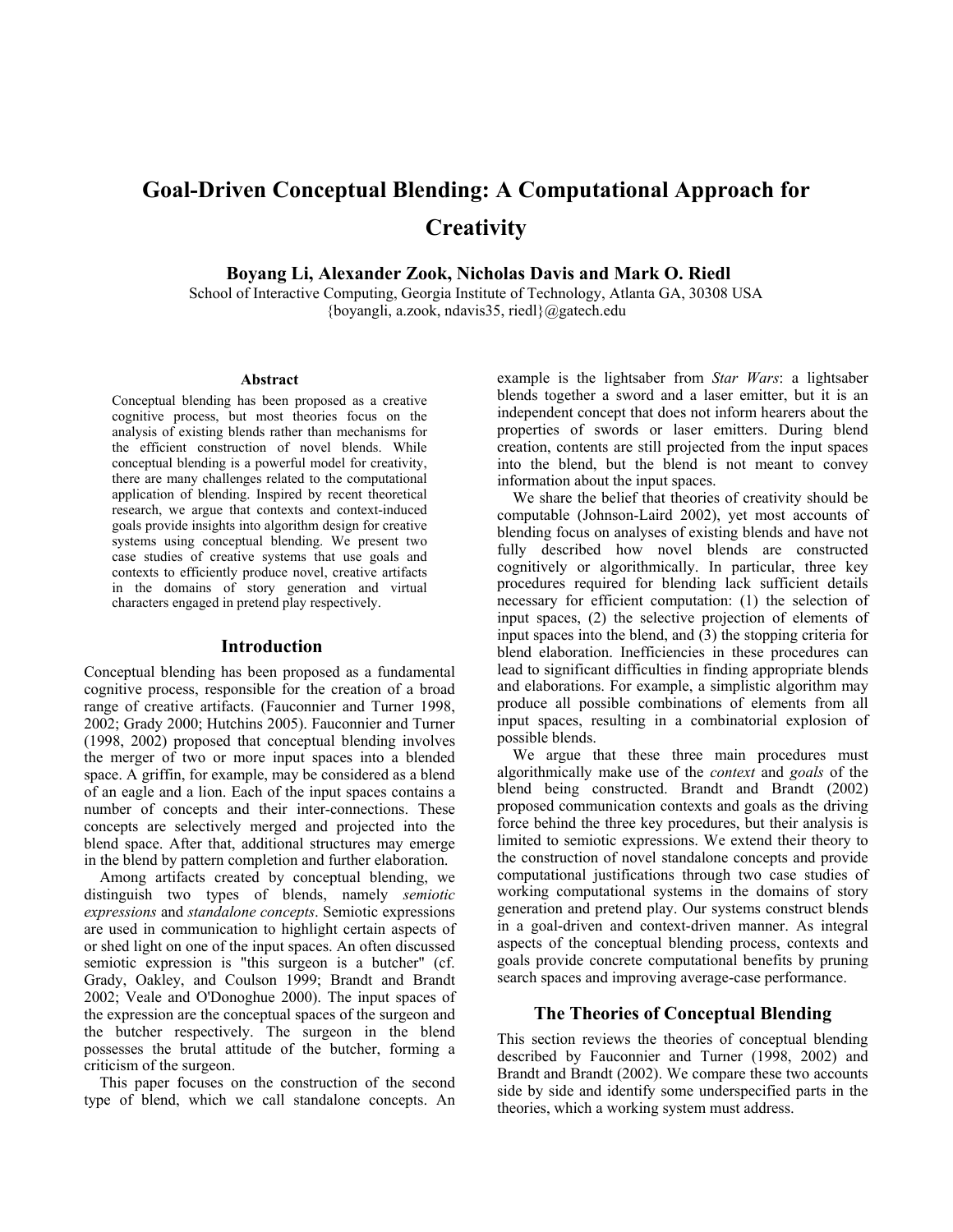# Goal-Driven Conceptual Blending: A Computational Approach for Creativity

**Boyang Li, Alexander Zook, Nicholas Davis and Mark O. Riedl**

School of Interactive Computing, Georgia Institute of Technology, Atlanta GA, 30308 USA
{boyangli, a.zook, ndavis35, riedl}@gatech.edu

### Abstract

Conceptual blending has been proposed as a creative cognitive process, but most theories focus on the analysis of existing blends rather than mechanisms for the efficient construction of novel blends. While conceptual blending is a powerful model for creativity, there are many challenges related to the computational application of blending. Inspired by recent theoretical research, we argue that contexts and context-induced goals provide insights into algorithm design for creative systems using conceptual blending. We present two case studies of creative systems that use goals and contexts to efficiently produce novel, creative artifacts in the domains of story generation and virtual characters engaged in pretend play respectively.

## Introduction

Conceptual blending has been proposed as a fundamental cognitive process, responsible for the creation of a broad range of creative artifacts. (Fauconnier and Turner 1998, 2002; Grady 2000; Hutchins 2005). Fauconnier and Turner (1998, 2002) proposed that conceptual blending involves the merger of two or more input spaces into a blended space. A griffin, for example, may be considered as a blend of an eagle and a lion. Each of the input spaces contains a number of concepts and their inter-connections. These concepts are selectively merged and projected into the blend space. After that, additional structures may emerge in the blend by pattern completion and further elaboration.

Among artifacts created by conceptual blending, we distinguish two types of blends, namely *semiotic expressions* and *standalone concepts*. Semiotic expressions are used in communication to highlight certain aspects of or shed light on one of the input spaces. An often discussed semiotic expression is "this surgeon is a butcher" (cf. Grady, Oakley, and Coulson 1999; Brandt and Brandt 2002; Veale and O'Donoghue 2000). The input spaces of the expression are the conceptual spaces of the surgeon and the butcher respectively. The surgeon in the blend possesses the brutal attitude of the butcher, forming a criticism of the surgeon.

This paper focuses on the construction of the second type of blend, which we call standalone concepts. An example is the lightsaber from *Star Wars*: a lightsaber blends together a sword and a laser emitter, but it is an independent concept that does not inform hearers about the properties of swords or laser emitters. During blend creation, contents are still projected from the input spaces into the blend, but the blend is not meant to convey information about the input spaces.

We share the belief that theories of creativity should be computable (Johnson-Laird 2002), yet most accounts of blending focus on analyses of existing blends and have not fully described how novel blends are constructed cognitively or algorithmically. In particular, three key procedures required for blending lack sufficient details necessary for efficient computation: (1) the selection of input spaces, (2) the selective projection of elements of input spaces into the blend, and (3) the stopping criteria for blend elaboration. Inefficiencies in these procedures can lead to significant difficulties in finding appropriate blends and elaborations. For example, a simplistic algorithm may produce all possible combinations of elements from all input spaces, resulting in a combinatorial explosion of possible blends.

We argue that these three main procedures must algorithmically make use of the *context* and *goals* of the blend being constructed. Brandt and Brandt (2002) proposed communication contexts and goals as the driving force behind the three key procedures, but their analysis is limited to semiotic expressions. We extend their theory to the construction of novel standalone concepts and provide computational justifications through two case studies of working computational systems in the domains of story generation and pretend play. Our systems construct blends in a goal-driven and context-driven manner. As integral aspects of the conceptual blending process, contexts and goals provide concrete computational benefits by pruning search spaces and improving average-case performance.

## The Theories of Conceptual Blending

This section reviews the theories of conceptual blending described by Fauconnier and Turner (1998, 2002) and Brandt and Brandt (2002). We compare these two accounts side by side and identify some underspecified parts in the theories, which a working system must address.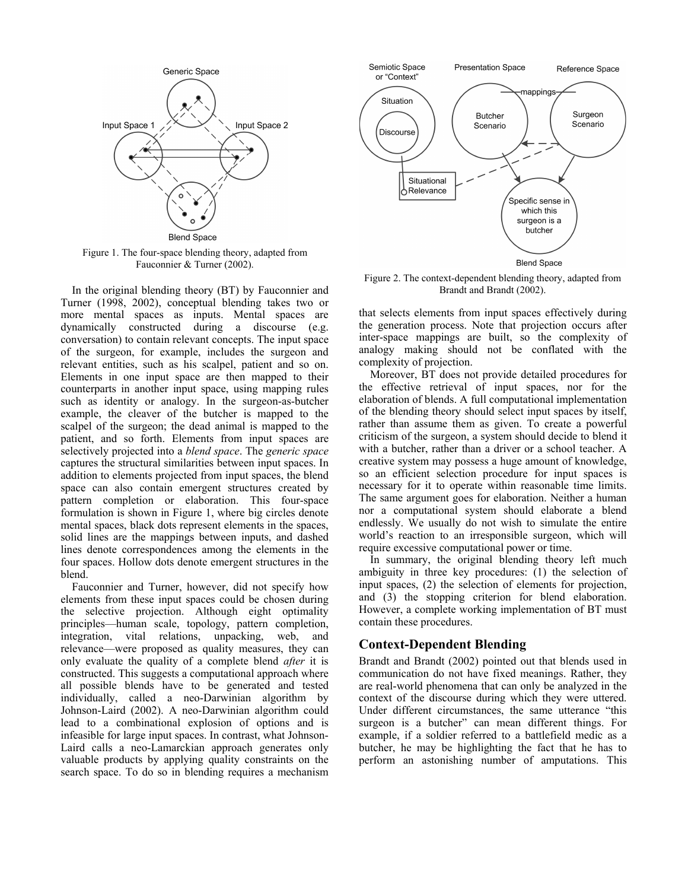Figure 1. The four-space blending theory, adapted from Fauconnier & Turner (2002).

In the original blending theory (BT) by Fauconnier and Turner (1998, 2002), conceptual blending takes two or more mental spaces as inputs. Mental spaces are dynamically constructed during a discourse (e.g. conversation) to contain relevant concepts. The input space of the surgeon, for example, includes the surgeon and relevant entities, such as his scalpel, patient and so on. Elements in one input space are then mapped to their counterparts in another input space, using mapping rules such as identity or analogy. In the surgeon-as-butcher example, the cleaver of the butcher is mapped to the scalpel of the surgeon; the dead animal is mapped to the patient, and so forth. Elements from input spaces are selectively projected into a *blend space*. The *generic space* captures the structural similarities between input spaces. In addition to elements projected from input spaces, the blend space can also contain emergent structures created by pattern completion or elaboration. This four-space formulation is shown in Figure 1, where big circles denote mental spaces, black dots represent elements in the spaces, solid lines are the mappings between inputs, and dashed lines denote correspondences among the elements in the four spaces. Hollow dots denote emergent structures in the blend.

Fauconnier and Turner, however, did not specify how elements from these input spaces could be chosen during the selective projection. Although eight optimality principles—human scale, topology, pattern completion, integration, vital relations, unpacking, web, and relevance—were proposed as quality measures, they can only evaluate the quality of a complete blend *after* it is constructed. This suggests a computational approach where all possible blends have to be generated and tested individually, called a neo-Darwinian algorithm by Johnson-Laird (2002). A neo-Darwinian algorithm could lead to a combinational explosion of options and is infeasible for large input spaces. In contrast, what Johnson-Laird calls a neo-Lamarckian approach generates only valuable products by applying quality constraints on the search space. To do so in blending requires a mechanism that selects elements from input spaces effectively during the generation process. Note that projection occurs after inter-space mappings are built, so the complexity of analogy making should not be conflated with the complexity of projection.

Figure 2. The context-dependent blending theory, adapted from Brandt and Brandt (2002).

Moreover, BT does not provide detailed procedures for the effective retrieval of input spaces, nor for the elaboration of blends. A full computational implementation of the blending theory should select input spaces by itself, rather than assume them as given. To create a powerful criticism of the surgeon, a system should decide to blend it with a butcher, rather than a driver or a school teacher. A creative system may possess a huge amount of knowledge, so an efficient selection procedure for input spaces is necessary for it to operate within reasonable time limits. The same argument goes for elaboration. Neither a human nor a computational system should elaborate a blend endlessly. We usually do not wish to simulate the entire world's reaction to an irresponsible surgeon, which will require excessive computational power or time.

In summary, the original blending theory left much ambiguity in three key procedures: (1) the selection of input spaces, (2) the selection of elements for projection, and (3) the stopping criterion for blend elaboration. However, a complete working implementation of BT must contain these procedures.

## Context-Dependent Blending

Brandt and Brandt (2002) pointed out that blends used in communication do not have fixed meanings. Rather, they are real-world phenomena that can only be analyzed in the context of the discourse during which they were uttered. Under different circumstances, the same utterance "this surgeon is a butcher" can mean different things. For example, if a soldier referred to a battlefield medic as a butcher, he may be highlighting the fact that he has to perform an astonishing number of amputations. This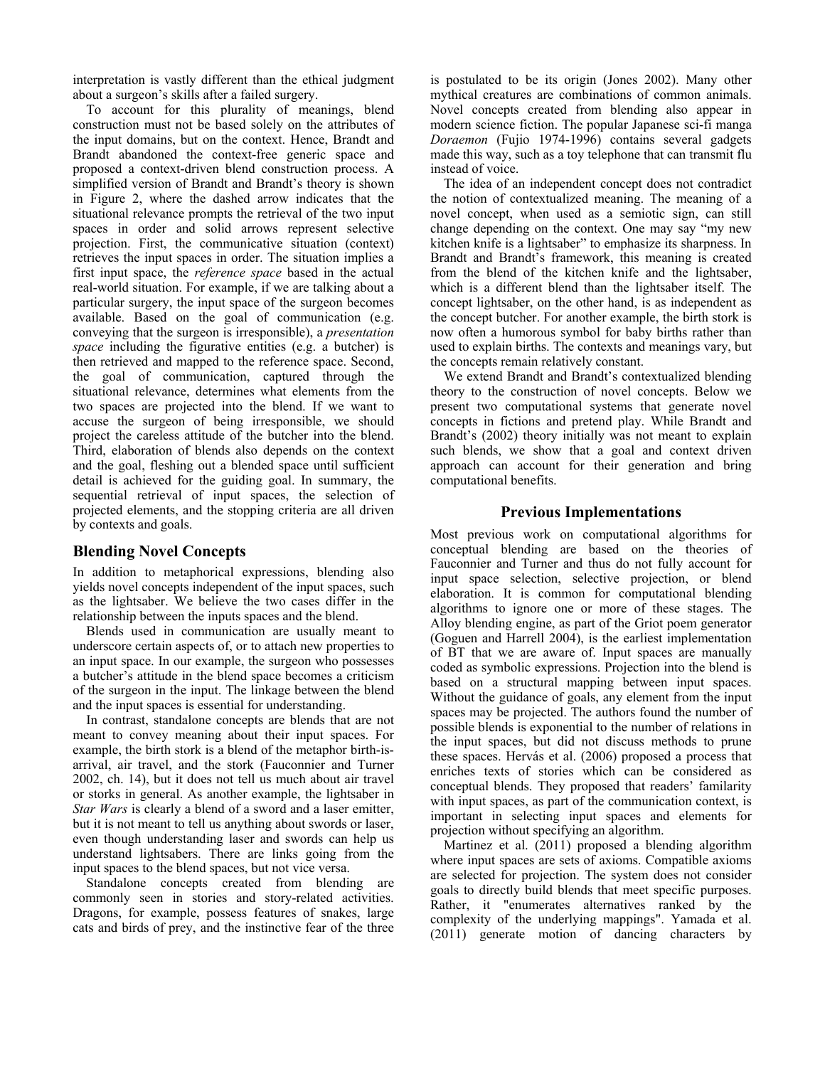interpretation is vastly different than the ethical judgment about a surgeon's skills after a failed surgery.

To account for this plurality of meanings, blend construction must not be based solely on the attributes of the input domains, but on the context. Hence, Brandt and Brandt abandoned the context-free generic space and proposed a context-driven blend construction process. A simplified version of Brandt and Brandt's theory is shown in Figure 2, where the dashed arrow indicates that the situational relevance prompts the retrieval of the two input spaces in order and solid arrows represent selective projection. First, the communicative situation (context) retrieves the input spaces in order. The situation implies a first input space, the *reference space* based in the actual real-world situation. For example, if we are talking about a particular surgery, the input space of the surgeon becomes available. Based on the goal of communication (e.g. conveying that the surgeon is irresponsible), a *presentation space* including the figurative entities (e.g. a butcher) is then retrieved and mapped to the reference space. Second, the goal of communication, captured through the situational relevance, determines what elements from the two spaces are projected into the blend. If we want to accuse the surgeon of being irresponsible, we should project the careless attitude of the butcher into the blend. Third, elaboration of blends also depends on the context and the goal, fleshing out a blended space until sufficient detail is achieved for the guiding goal. In summary, the sequential retrieval of input spaces, the selection of projected elements, and the stopping criteria are all driven by contexts and goals.

## Blending Novel Concepts

In addition to metaphorical expressions, blending also yields novel concepts independent of the input spaces, such as the lightsaber. We believe the two cases differ in the relationship between the inputs spaces and the blend.

Blends used in communication are usually meant to underscore certain aspects of, or to attach new properties to an input space. In our example, the surgeon who possesses a butcher's attitude in the blend space becomes a criticism of the surgeon in the input. The linkage between the blend and the input spaces is essential for understanding.

In contrast, standalone concepts are blends that are not meant to convey meaning about their input spaces. For example, the birth stork is a blend of the metaphor birth-is-arrival, air travel, and the stork (Fauconnier and Turner 2002, ch. 14), but it does not tell us much about air travel or storks in general. As another example, the lightsaber in *Star Wars* is clearly a blend of a sword and a laser emitter, but it is not meant to tell us anything about swords or laser, even though understanding laser and swords can help us understand lightsabers. There are links going from the input spaces to the blend spaces, but not vice versa.

Standalone concepts created from blending are commonly seen in stories and story-related activities. Dragons, for example, possess features of snakes, large cats and birds of prey, and the instinctive fear of the three is postulated to be its origin (Jones 2002). Many other mythical creatures are combinations of common animals. Novel concepts created from blending also appear in modern science fiction. The popular Japanese sci-fi manga *Doraemon* (Fujio 1974-1996) contains several gadgets made this way, such as a toy telephone that can transmit flu instead of voice.

The idea of an independent concept does not contradict the notion of contextualized meaning. The meaning of a novel concept, when used as a semiotic sign, can still change depending on the context. One may say "my new kitchen knife is a lightsaber" to emphasize its sharpness. In Brandt and Brandt's framework, this meaning is created from the blend of the kitchen knife and the lightsaber, which is a different blend than the lightsaber itself. The concept lightsaber, on the other hand, is as independent as the concept butcher. For another example, the birth stork is now often a humorous symbol for baby births rather than used to explain births. The contexts and meanings vary, but the concepts remain relatively constant.

We extend Brandt and Brandt's contextualized blending theory to the construction of novel concepts. Below we present two computational systems that generate novel concepts in fictions and pretend play. While Brandt and Brandt's (2002) theory initially was not meant to explain such blends, we show that a goal and context driven approach can account for their generation and bring computational benefits.

## Previous Implementations

Most previous work on computational algorithms for conceptual blending are based on the theories of Fauconnier and Turner and thus do not fully account for input space selection, selective projection, or blend elaboration. It is common for computational blending algorithms to ignore one or more of these stages. The Alloy blending engine, as part of the Griot poem generator (Goguen and Harrell 2004), is the earliest implementation of BT that we are aware of. Input spaces are manually coded as symbolic expressions. Projection into the blend is based on a structural mapping between input spaces. Without the guidance of goals, any element from the input spaces may be projected. The authors found the number of possible blends is exponential to the number of relations in the input spaces, but did not discuss methods to prune these spaces. Hervás et al. (2006) proposed a process that enriches texts of stories which can be considered as conceptual blends. They proposed that readers' familarity with input spaces, as part of the communication context, is important in selecting input spaces and elements for projection without specifying an algorithm.

Martinez et al. (2011) proposed a blending algorithm where input spaces are sets of axioms. Compatible axioms are selected for projection. The system does not consider goals to directly build blends that meet specific purposes. Rather, it "enumerates alternatives ranked by the complexity of the underlying mappings". Yamada et al. (2011) generate motion of dancing characters by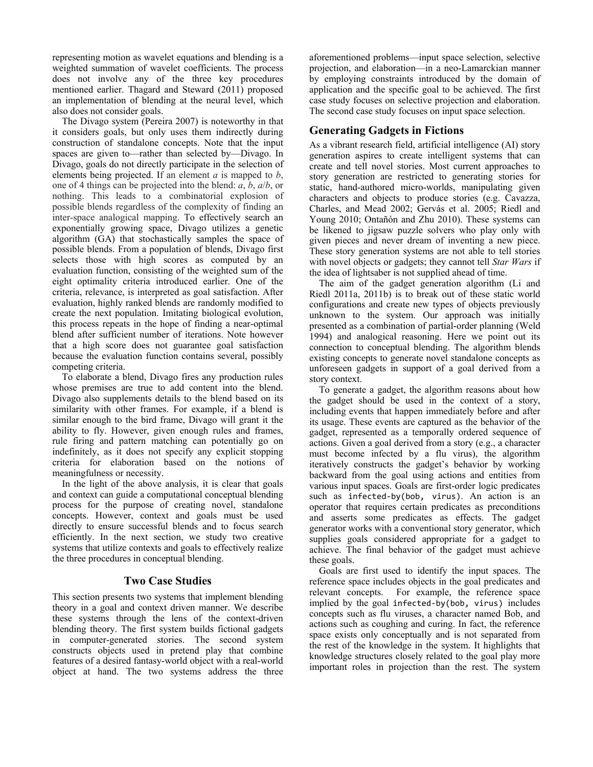representing motion as wavelet equations and blending is a weighted summation of wavelet coefficients. The process does not involve any of the three key procedures mentioned earlier. Thagard and Steward (2011) proposed an implementation of blending at the neural level, which also does not consider goals.

The Divago system (Pereira 2007) is noteworthy in that it considers goals, but only uses them indirectly during construction of standalone concepts. Note that the input spaces are given to—rather than selected by—Divago. In Divago, goals do not directly participate in the selection of elements being projected. If an element *a* is mapped to *b*, one of 4 things can be projected into the blend: *a*, *b*, *a*/*b*, or nothing. This leads to a combinatorial explosion of possible blends regardless of the complexity of finding an inter-space analogical mapping. To effectively search an exponentially growing space, Divago utilizes a genetic algorithm (GA) that stochastically samples the space of possible blends. From a population of blends, Divago first selects those with high scores as computed by an evaluation function, consisting of the weighted sum of the eight optimality criteria introduced earlier. One of the criteria, relevance, is interpreted as goal satisfaction. After evaluation, highly ranked blends are randomly modified to create the next population. Imitating biological evolution, this process repeats in the hope of finding a near-optimal blend after sufficient number of iterations. Note however that a high score does not guarantee goal satisfaction because the evaluation function contains several, possibly competing criteria.

To elaborate a blend, Divago fires any production rules whose premises are true to add content into the blend. Divago also supplements details to the blend based on its similarity with other frames. For example, if a blend is similar enough to the bird frame, Divago will grant it the ability to fly. However, given enough rules and frames, rule firing and pattern matching can potentially go on indefinitely, as it does not specify any explicit stopping criteria for elaboration based on the notions of meaningfulness or necessity.

In the light of the above analysis, it is clear that goals and context can guide a computational conceptual blending process for the purpose of creating novel, standalone concepts. However, context and goals must be used directly to ensure successful blends and to focus search efficiently. In the next section, we study two creative systems that utilize contexts and goals to effectively realize the three procedures in conceptual blending.

## Two Case Studies

This section presents two systems that implement blending theory in a goal and context driven manner. We describe these systems through the lens of the context-driven blending theory. The first system builds fictional gadgets in computer-generated stories. The second system constructs objects used in pretend play that combine features of a desired fantasy-world object with a real-world object at hand. The two systems address the three aforementioned problems—input space selection, selective projection, and elaboration—in a neo-Lamarckian manner by employing constraints introduced by the domain of application and the specific goal to be achieved. The first case study focuses on selective projection and elaboration. The second case study focuses on input space selection.

## Generating Gadgets in Fictions

As a vibrant research field, artificial intelligence (AI) story generation aspires to create intelligent systems that can create and tell novel stories. Most current approaches to story generation are restricted to generating stories for static, hand-authored micro-worlds, manipulating given characters and objects to produce stories (e.g. Cavazza, Charles, and Mead 2002; Gervás et al. 2005; Riedl and Young 2010; Ontañón and Zhu 2010). These systems can be likened to jigsaw puzzle solvers who play only with given pieces and never dream of inventing a new piece. These story generation systems are not able to tell stories with novel objects or gadgets; they cannot tell *Star Wars* if the idea of lightsaber is not supplied ahead of time.

The aim of the gadget generation algorithm (Li and Riedl 2011a, 2011b) is to break out of these static world configurations and create new types of objects previously unknown to the system. Our approach was initially presented as a combination of partial-order planning (Weld 1994) and analogical reasoning. Here we point out its connection to conceptual blending. The algorithm blends existing concepts to generate novel standalone concepts as unforeseen gadgets in support of a goal derived from a story context.

To generate a gadget, the algorithm reasons about how the gadget should be used in the context of a story, including events that happen immediately before and after its usage. These events are captured as the behavior of the gadget, represented as a temporally ordered sequence of actions. Given a goal derived from a story (e.g., a character must become infected by a flu virus), the algorithm iteratively constructs the gadget's behavior by working backward from the goal using actions and entities from various input spaces. Goals are first-order logic predicates such as `infected-by(bob, virus)`. An action is an operator that requires certain predicates as preconditions and asserts some predicates as effects. The gadget generator works with a conventional story generator, which supplies goals considered appropriate for a gadget to achieve. The final behavior of the gadget must achieve these goals.

Goals are first used to identify the input spaces. The reference space includes objects in the goal predicates and relevant concepts. For example, the reference space implied by the goal `infected-by(bob, virus)` includes concepts such as flu viruses, a character named Bob, and actions such as coughing and curing. In fact, the reference space exists only conceptually and is not separated from the rest of the knowledge in the system. It highlights that knowledge structures closely related to the goal play more important roles in projection than the rest. The system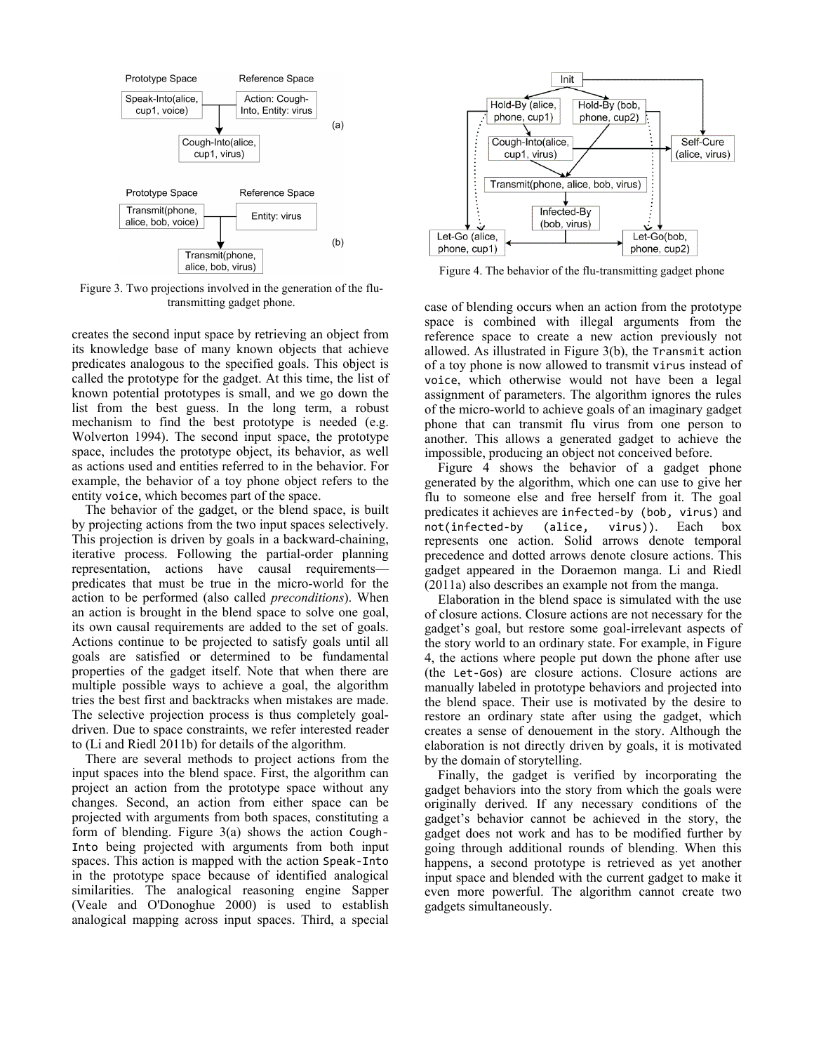Figure 3. Two projections involved in the generation of the flu-transmitting gadget phone.

creates the second input space by retrieving an object from its knowledge base of many known objects that achieve predicates analogous to the specified goals. This object is called the prototype for the gadget. At this time, the list of known potential prototypes is small, and we go down the list from the best guess. In the long term, a robust mechanism to find the best prototype is needed (e.g. Wolverton 1994). The second input space, the prototype space, includes the prototype object, its behavior, as well as actions used and entities referred to in the behavior. For example, the behavior of a toy phone object refers to the entity `voice`, which becomes part of the space.

The behavior of the gadget, or the blend space, is built by projecting actions from the two input spaces selectively. This projection is driven by goals in a backward-chaining, iterative process. Following the partial-order planning representation, actions have causal requirements—predicates that must be true in the micro-world for the action to be performed (also called *preconditions*). When an action is brought in the blend space to solve one goal, its own causal requirements are added to the set of goals. Actions continue to be projected to satisfy goals until all goals are satisfied or determined to be fundamental properties of the gadget itself. Note that when there are multiple possible ways to achieve a goal, the algorithm tries the best first and backtracks when mistakes are made. The selective projection process is thus completely goal-driven. Due to space constraints, we refer interested reader to (Li and Riedl 2011b) for details of the algorithm.

There are several methods to project actions from the input spaces into the blend space. First, the algorithm can project an action from the prototype space without any changes. Second, an action from either space can be projected with arguments from both spaces, constituting a form of blending. Figure 3(a) shows the action `Cough-Into` being projected with arguments from both input spaces. This action is mapped with the action `Speak-Into` in the prototype space because of identified analogical similarities. The analogical reasoning engine Sapper (Veale and O'Donoghue 2000) is used to establish analogical mapping across input spaces. Third, a special case of blending occurs when an action from the prototype space is combined with illegal arguments from the reference space to create a new action previously not allowed. As illustrated in Figure 3(b), the `Transmit` action of a toy phone is now allowed to transmit `virus` instead of `voice`, which otherwise would not have been a legal assignment of parameters. The algorithm ignores the rules of the micro-world to achieve goals of an imaginary gadget phone that can transmit flu virus from one person to another. This allows a generated gadget to achieve the impossible, producing an object not conceived before.

Figure 4. The behavior of the flu-transmitting gadget phone

Figure 4 shows the behavior of a gadget phone generated by the algorithm, which one can use to give her flu to someone else and free herself from it. The goal predicates it achieves are `infected-by (bob, virus)` and `not(infected-by (alice, virus))`. Each box represents one action. Solid arrows denote temporal precedence and dotted arrows denote closure actions. This gadget appeared in the Doraemon manga. Li and Riedl (2011a) also describes an example not from the manga.

Elaboration in the blend space is simulated with the use of closure actions. Closure actions are not necessary for the gadget's goal, but restore some goal-irrelevant aspects of the story world to an ordinary state. For example, in Figure 4, the actions where people put down the phone after use (the `Let-Gos`) are closure actions. Closure actions are manually labeled in prototype behaviors and projected into the blend space. Their use is motivated by the desire to restore an ordinary state after using the gadget, which creates a sense of denouement in the story. Although the elaboration is not directly driven by goals, it is motivated by the domain of storytelling.

Finally, the gadget is verified by incorporating the gadget behaviors into the story from which the goals were originally derived. If any necessary conditions of the gadget's behavior cannot be achieved in the story, the gadget does not work and has to be modified further by going through additional rounds of blending. When this happens, a second prototype is retrieved as yet another input space and blended with the current gadget to make it even more powerful. The algorithm cannot create two gadgets simultaneously.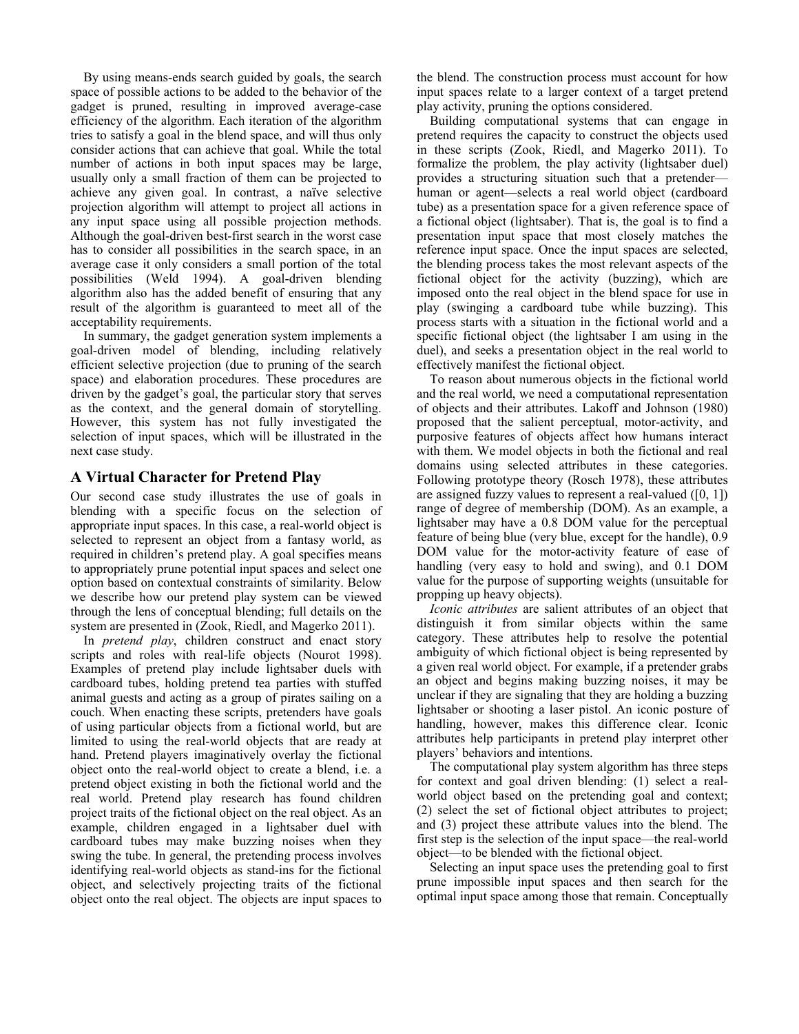By using means-ends search guided by goals, the search space of possible actions to be added to the behavior of the gadget is pruned, resulting in improved average-case efficiency of the algorithm. Each iteration of the algorithm tries to satisfy a goal in the blend space, and will thus only consider actions that can achieve that goal. While the total number of actions in both input spaces may be large, usually only a small fraction of them can be projected to achieve any given goal. In contrast, a naïve selective projection algorithm will attempt to project all actions in any input space using all possible projection methods. Although the goal-driven best-first search in the worst case has to consider all possibilities in the search space, in an average case it only considers a small portion of the total possibilities (Weld 1994). A goal-driven blending algorithm also has the added benefit of ensuring that any result of the algorithm is guaranteed to meet all of the acceptability requirements.

In summary, the gadget generation system implements a goal-driven model of blending, including relatively efficient selective projection (due to pruning of the search space) and elaboration procedures. These procedures are driven by the gadget's goal, the particular story that serves as the context, and the general domain of storytelling. However, this system has not fully investigated the selection of input spaces, which will be illustrated in the next case study.

## A Virtual Character for Pretend Play

Our second case study illustrates the use of goals in blending with a specific focus on the selection of appropriate input spaces. In this case, a real-world object is selected to represent an object from a fantasy world, as required in children's pretend play. A goal specifies means to appropriately prune potential input spaces and select one option based on contextual constraints of similarity. Below we describe how our pretend play system can be viewed through the lens of conceptual blending; full details on the system are presented in (Zook, Riedl, and Magerko 2011).

In *pretend play*, children construct and enact story scripts and roles with real-life objects (Nourot 1998). Examples of pretend play include lightsaber duels with cardboard tubes, holding pretend tea parties with stuffed animal guests and acting as a group of pirates sailing on a couch. When enacting these scripts, pretenders have goals of using particular objects from a fictional world, but are limited to using the real-world objects that are ready at hand. Pretend players imaginatively overlay the fictional object onto the real-world object to create a blend, i.e. a pretend object existing in both the fictional world and the real world. Pretend play research has found children project traits of the fictional object on the real object. As an example, children engaged in a lightsaber duel with cardboard tubes may make buzzing noises when they swing the tube. In general, the pretending process involves identifying real-world objects as stand-ins for the fictional object, and selectively projecting traits of the fictional object onto the real object. The objects are input spaces to the blend. The construction process must account for how input spaces relate to a larger context of a target pretend play activity, pruning the options considered.

Building computational systems that can engage in pretend requires the capacity to construct the objects used in these scripts (Zook, Riedl, and Magerko 2011). To formalize the problem, the play activity (lightsaber duel) provides a structuring situation such that a pretender—human or agent—selects a real world object (cardboard tube) as a presentation space for a given reference space of a fictional object (lightsaber). That is, the goal is to find a presentation input space that most closely matches the reference input space. Once the input spaces are selected, the blending process takes the most relevant aspects of the fictional object for the activity (buzzing), which are imposed onto the real object in the blend space for use in play (swinging a cardboard tube while buzzing). This process starts with a situation in the fictional world and a specific fictional object (the lightsaber I am using in the duel), and seeks a presentation object in the real world to effectively manifest the fictional object.

To reason about numerous objects in the fictional world and the real world, we need a computational representation of objects and their attributes. Lakoff and Johnson (1980) proposed that the salient perceptual, motor-activity, and purposive features of objects affect how humans interact with them. We model objects in both the fictional and real domains using selected attributes in these categories. Following prototype theory (Rosch 1978), these attributes are assigned fuzzy values to represent a real-valued ([0, 1]) range of degree of membership (DOM). As an example, a lightsaber may have a 0.8 DOM value for the perceptual feature of being blue (very blue, except for the handle), 0.9 DOM value for the motor-activity feature of ease of handling (very easy to hold and swing), and 0.1 DOM value for the purpose of supporting weights (unsuitable for propping up heavy objects).

*Iconic attributes* are salient attributes of an object that distinguish it from similar objects within the same category. These attributes help to resolve the potential ambiguity of which fictional object is being represented by a given real world object. For example, if a pretender grabs an object and begins making buzzing noises, it may be unclear if they are signaling that they are holding a buzzing lightsaber or shooting a laser pistol. An iconic posture of handling, however, makes this difference clear. Iconic attributes help participants in pretend play interpret other players' behaviors and intentions.

The computational play system algorithm has three steps for context and goal driven blending: (1) select a real-world object based on the pretending goal and context; (2) select the set of fictional object attributes to project; and (3) project these attribute values into the blend. The first step is the selection of the input space—the real-world object—to be blended with the fictional object.

Selecting an input space uses the pretending goal to first prune impossible input spaces and then search for the optimal input space among those that remain. Conceptually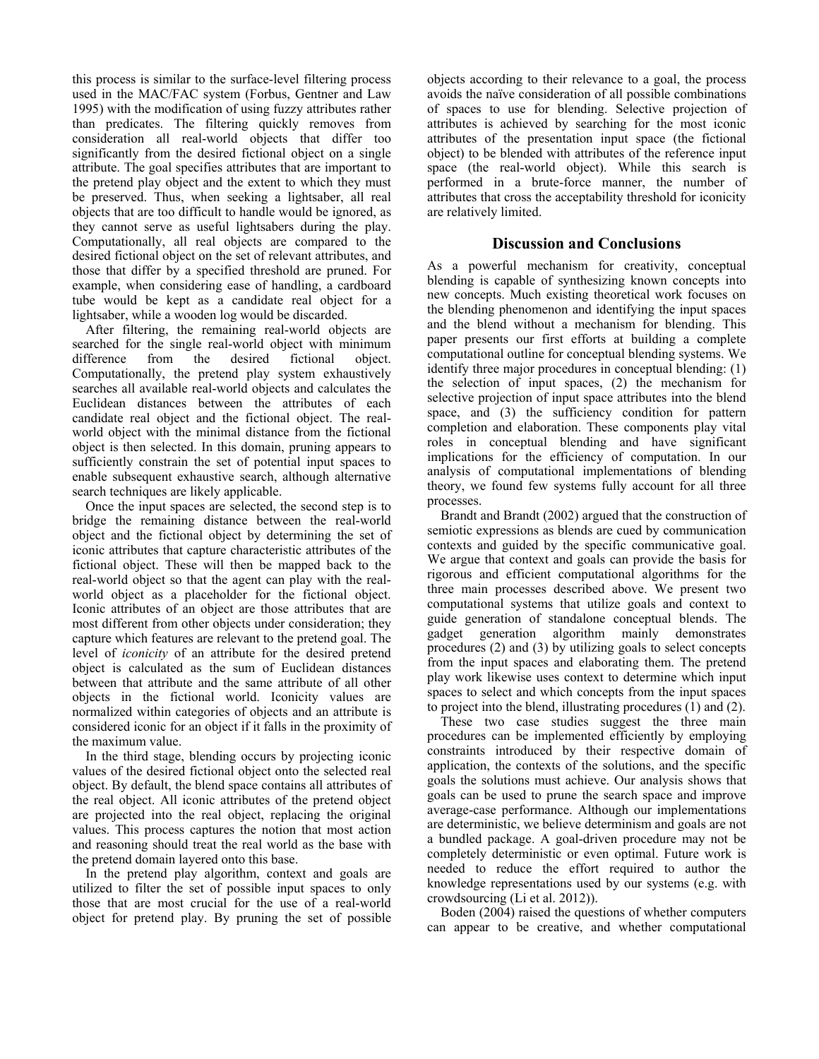this process is similar to the surface-level filtering process used in the MAC/FAC system (Forbus, Gentner and Law 1995) with the modification of using fuzzy attributes rather than predicates. The filtering quickly removes from consideration all real-world objects that differ too significantly from the desired fictional object on a single attribute. The goal specifies attributes that are important to the pretend play object and the extent to which they must be preserved. Thus, when seeking a lightsaber, all real objects that are too difficult to handle would be ignored, as they cannot serve as useful lightsabers during the play. Computationally, all real objects are compared to the desired fictional object on the set of relevant attributes, and those that differ by a specified threshold are pruned. For example, when considering ease of handling, a cardboard tube would be kept as a candidate real object for a lightsaber, while a wooden log would be discarded.

After filtering, the remaining real-world objects are searched for the single real-world object with minimum difference from the desired fictional object. Computationally, the pretend play system exhaustively searches all available real-world objects and calculates the Euclidean distances between the attributes of each candidate real object and the fictional object. The real-world object with the minimal distance from the fictional object is then selected. In this domain, pruning appears to sufficiently constrain the set of potential input spaces to enable subsequent exhaustive search, although alternative search techniques are likely applicable.

Once the input spaces are selected, the second step is to bridge the remaining distance between the real-world object and the fictional object by determining the set of iconic attributes that capture characteristic attributes of the fictional object. These will then be mapped back to the real-world object so that the agent can play with the real-world object as a placeholder for the fictional object. Iconic attributes of an object are those attributes that are most different from other objects under consideration; they capture which features are relevant to the pretend goal. The level of *iconicity* of an attribute for the desired pretend object is calculated as the sum of Euclidean distances between that attribute and the same attribute of all other objects in the fictional world. Iconicity values are normalized within categories of objects and an attribute is considered iconic for an object if it falls in the proximity of the maximum value.

In the third stage, blending occurs by projecting iconic values of the desired fictional object onto the selected real object. By default, the blend space contains all attributes of the real object. All iconic attributes of the pretend object are projected into the real object, replacing the original values. This process captures the notion that most action and reasoning should treat the real world as the base with the pretend domain layered onto this base.

In the pretend play algorithm, context and goals are utilized to filter the set of possible input spaces to only those that are most crucial for the use of a real-world object for pretend play. By pruning the set of possible objects according to their relevance to a goal, the process avoids the naïve consideration of all possible combinations of spaces to use for blending. Selective projection of attributes is achieved by searching for the most iconic attributes of the presentation input space (the fictional object) to be blended with attributes of the reference input space (the real-world object). While this search is performed in a brute-force manner, the number of attributes that cross the acceptability threshold for iconicity are relatively limited.

## Discussion and Conclusions

As a powerful mechanism for creativity, conceptual blending is capable of synthesizing known concepts into new concepts. Much existing theoretical work focuses on the blending phenomenon and identifying the input spaces and the blend without a mechanism for blending. This paper presents our first efforts at building a complete computational outline for conceptual blending systems. We identify three major procedures in conceptual blending: (1) the selection of input spaces, (2) the mechanism for selective projection of input space attributes into the blend space, and (3) the sufficiency condition for pattern completion and elaboration. These components play vital roles in conceptual blending and have significant implications for the efficiency of computation. In our analysis of computational implementations of blending theory, we found few systems fully account for all three processes.

Brandt and Brandt (2002) argued that the construction of semiotic expressions as blends are cued by communication contexts and guided by the specific communicative goal. We argue that context and goals can provide the basis for rigorous and efficient computational algorithms for the three main processes described above. We present two computational systems that utilize goals and context to guide generation of standalone conceptual blends. The gadget generation algorithm mainly demonstrates procedures (2) and (3) by utilizing goals to select concepts from the input spaces and elaborating them. The pretend play work likewise uses context to determine which input spaces to select and which concepts from the input spaces to project into the blend, illustrating procedures (1) and (2).

These two case studies suggest the three main procedures can be implemented efficiently by employing constraints introduced by their respective domain of application, the contexts of the solutions, and the specific goals the solutions must achieve. Our analysis shows that goals can be used to prune the search space and improve average-case performance. Although our implementations are deterministic, we believe determinism and goals are not a bundled package. A goal-driven procedure may not be completely deterministic or even optimal. Future work is needed to reduce the effort required to author the knowledge representations used by our systems (e.g. with crowdsourcing (Li et al. 2012)).

Boden (2004) raised the questions of whether computers can appear to be creative, and whether computational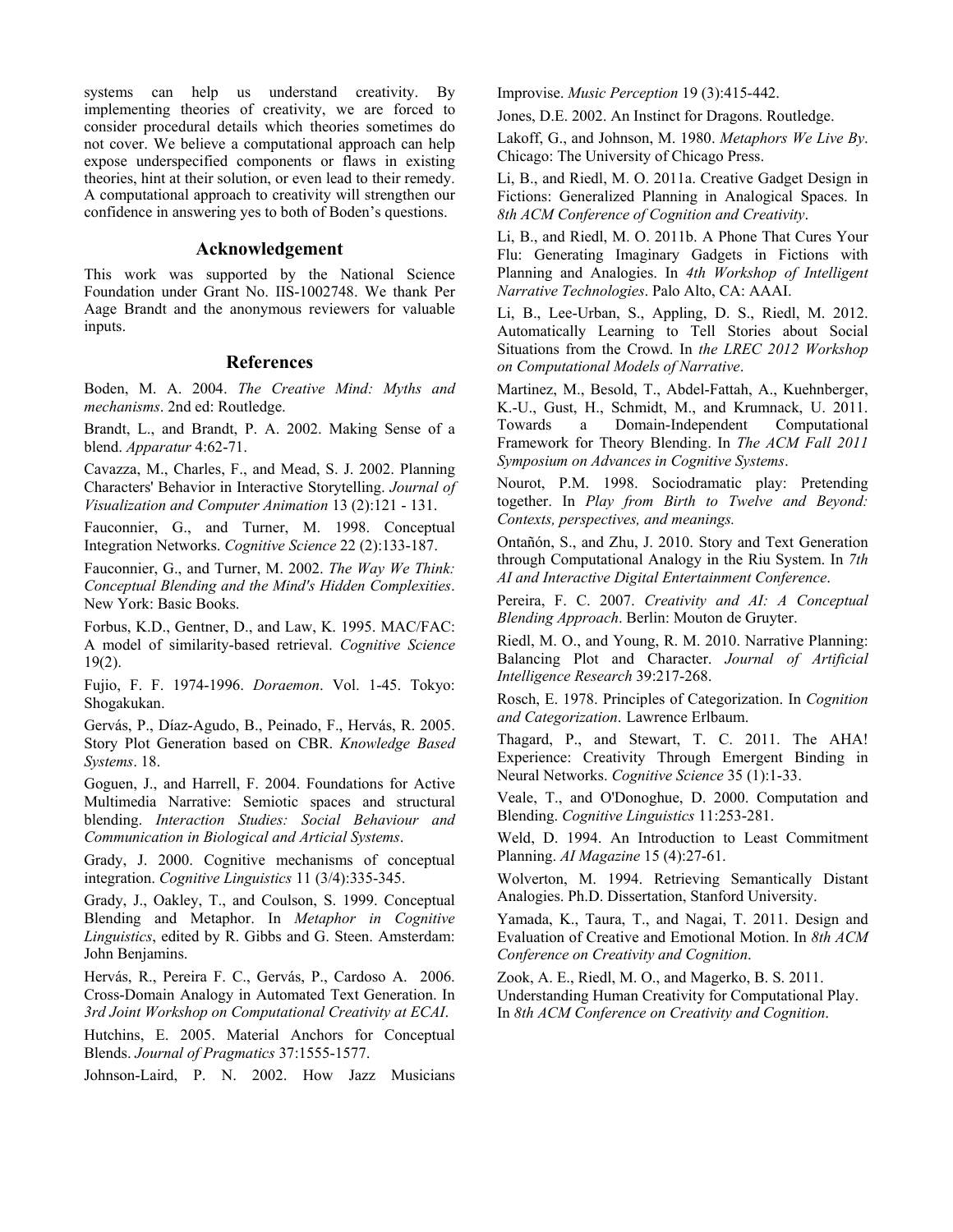systems can help us understand creativity. By implementing theories of creativity, we are forced to consider procedural details which theories sometimes do not cover. We believe a computational approach can help expose underspecified components or flaws in existing theories, hint at their solution, or even lead to their remedy. A computational approach to creativity will strengthen our confidence in answering yes to both of Boden's questions.

## Acknowledgement

This work was supported by the National Science Foundation under Grant No. IIS-1002748. We thank Per Aage Brandt and the anonymous reviewers for valuable inputs.

## References

Boden, M. A. 2004. *The Creative Mind: Myths and mechanisms*. 2nd ed: Routledge.

Brandt, L., and Brandt, P. A. 2002. Making Sense of a blend. *Apparatur* 4:62-71.

Cavazza, M., Charles, F., and Mead, S. J. 2002. Planning Characters' Behavior in Interactive Storytelling. *Journal of Visualization and Computer Animation* 13 (2):121 - 131.

Fauconnier, G., and Turner, M. 1998. Conceptual Integration Networks. *Cognitive Science* 22 (2):133-187.

Fauconnier, G., and Turner, M. 2002. *The Way We Think: Conceptual Blending and the Mind's Hidden Complexities*. New York: Basic Books.

Forbus, K.D., Gentner, D., and Law, K. 1995. MAC/FAC: A model of similarity-based retrieval. *Cognitive Science* 19(2).

Fujio, F. F. 1974-1996. *Doraemon*. Vol. 1-45. Tokyo: Shogakukan.

Gervás, P., Díaz-Agudo, B., Peinado, F., Hervás, R. 2005. Story Plot Generation based on CBR. *Knowledge Based Systems*. 18.

Goguen, J., and Harrell, F. 2004. Foundations for Active Multimedia Narrative: Semiotic spaces and structural blending. *Interaction Studies: Social Behaviour and Communication in Biological and Articial Systems*.

Grady, J. 2000. Cognitive mechanisms of conceptual integration. *Cognitive Linguistics* 11 (3/4):335-345.

Grady, J., Oakley, T., and Coulson, S. 1999. Conceptual Blending and Metaphor. In *Metaphor in Cognitive Linguistics*, edited by R. Gibbs and G. Steen. Amsterdam: John Benjamins.

Hervás, R., Pereira F. C., Gervás, P., Cardoso A. 2006. Cross-Domain Analogy in Automated Text Generation. In *3rd Joint Workshop on Computational Creativity at ECAI*.

Hutchins, E. 2005. Material Anchors for Conceptual Blends. *Journal of Pragmatics* 37:1555-1577.

Johnson-Laird, P. N. 2002. How Jazz Musicians Improvise. *Music Perception* 19 (3):415-442.

Jones, D.E. 2002. An Instinct for Dragons. Routledge.

Lakoff, G., and Johnson, M. 1980. *Metaphors We Live By*. Chicago: The University of Chicago Press.

Li, B., and Riedl, M. O. 2011a. Creative Gadget Design in Fictions: Generalized Planning in Analogical Spaces. In *8th ACM Conference of Cognition and Creativity*.

Li, B., and Riedl, M. O. 2011b. A Phone That Cures Your Flu: Generating Imaginary Gadgets in Fictions with Planning and Analogies. In *4th Workshop of Intelligent Narrative Technologies*. Palo Alto, CA: AAAI.

Li, B., Lee-Urban, S., Appling, D. S., Riedl, M. 2012. Automatically Learning to Tell Stories about Social Situations from the Crowd. In *the LREC 2012 Workshop on Computational Models of Narrative*.

Martinez, M., Besold, T., Abdel-Fattah, A., Kuehnberger, K.-U., Gust, H., Schmidt, M., and Krumnack, U. 2011. Towards a Domain-Independent Computational Framework for Theory Blending. In *The ACM Fall 2011 Symposium on Advances in Cognitive Systems*.

Nourot, P.M. 1998. Sociodramatic play: Pretending together. In *Play from Birth to Twelve and Beyond: Contexts, perspectives, and meanings.*

Ontañón, S., and Zhu, J. 2010. Story and Text Generation through Computational Analogy in the Riu System. In *7th AI and Interactive Digital Entertainment Conference*.

Pereira, F. C. 2007. *Creativity and AI: A Conceptual Blending Approach*. Berlin: Mouton de Gruyter.

Riedl, M. O., and Young, R. M. 2010. Narrative Planning: Balancing Plot and Character. *Journal of Artificial Intelligence Research* 39:217-268.

Rosch, E. 1978. Principles of Categorization. In *Cognition and Categorization*. Lawrence Erlbaum.

Thagard, P., and Stewart, T. C. 2011. The AHA! Experience: Creativity Through Emergent Binding in Neural Networks. *Cognitive Science* 35 (1):1-33.

Veale, T., and O'Donoghue, D. 2000. Computation and Blending. *Cognitive Linguistics* 11:253-281.

Weld, D. 1994. An Introduction to Least Commitment Planning. *AI Magazine* 15 (4):27-61.

Wolverton, M. 1994. Retrieving Semantically Distant Analogies. Ph.D. Dissertation, Stanford University.

Yamada, K., Taura, T., and Nagai, T. 2011. Design and Evaluation of Creative and Emotional Motion. In *8th ACM Conference on Creativity and Cognition*.

Zook, A. E., Riedl, M. O., and Magerko, B. S. 2011. Understanding Human Creativity for Computational Play. In *8th ACM Conference on Creativity and Cognition*.